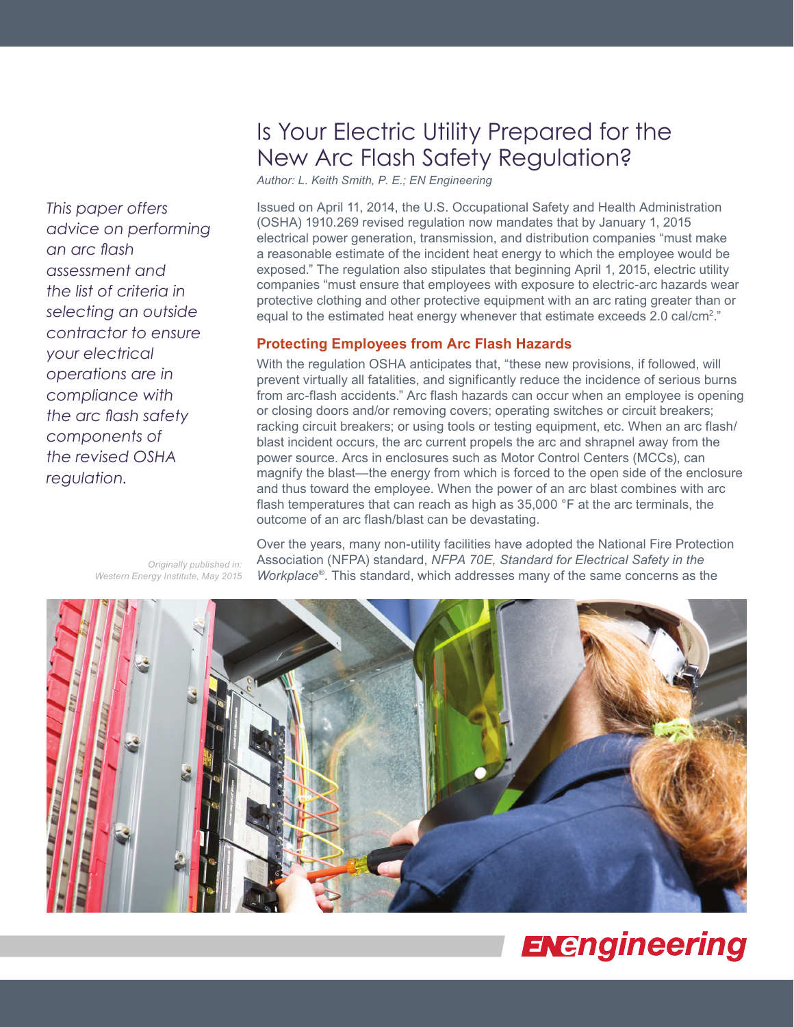# Is Your Electric Utility Prepared for the New Arc Flash Safety Regulation?

*Author: L. Keith Smith, P. E.; EN Engineering*

*This paper offers advice on performing an arc flash assessment and the list of criteria in selecting an outside contractor to ensure your electrical operations are in compliance with the arc flash safety components of the revised OSHA regulation.*

*Originally published in: Western Energy Institute, May 2015*

Issued on April 11, 2014, the U.S. Occupational Safety and Health Administration (OSHA) 1910.269 revised regulation now mandates that by January 1, 2015 electrical power generation, transmission, and distribution companies "must make a reasonable estimate of the incident heat energy to which the employee would be exposed." The regulation also stipulates that beginning April 1, 2015, electric utility companies "must ensure that employees with exposure to electric-arc hazards wear protective clothing and other protective equipment with an arc rating greater than or equal to the estimated heat energy whenever that estimate exceeds 2.0 cal/cm$^2$."

## Protecting Employees from Arc Flash Hazards

With the regulation OSHA anticipates that, "these new provisions, if followed, will prevent virtually all fatalities, and significantly reduce the incidence of serious burns from arc-flash accidents." Arc flash hazards can occur when an employee is opening or closing doors and/or removing covers; operating switches or circuit breakers; racking circuit breakers; or using tools or testing equipment, etc. When an arc flash/blast incident occurs, the arc current propels the arc and shrapnel away from the power source. Arcs in enclosures such as Motor Control Centers (MCCs), can magnify the blast—the energy from which is forced to the open side of the enclosure and thus toward the employee. When the power of an arc blast combines with arc flash temperatures that can reach as high as 35,000 °F at the arc terminals, the outcome of an arc flash/blast can be devastating.

Over the years, many non-utility facilities have adopted the National Fire Protection Association (NFPA) standard, *NFPA 70E, Standard for Electrical Safety in the Workplace*®. This standard, which addresses many of the same concerns as the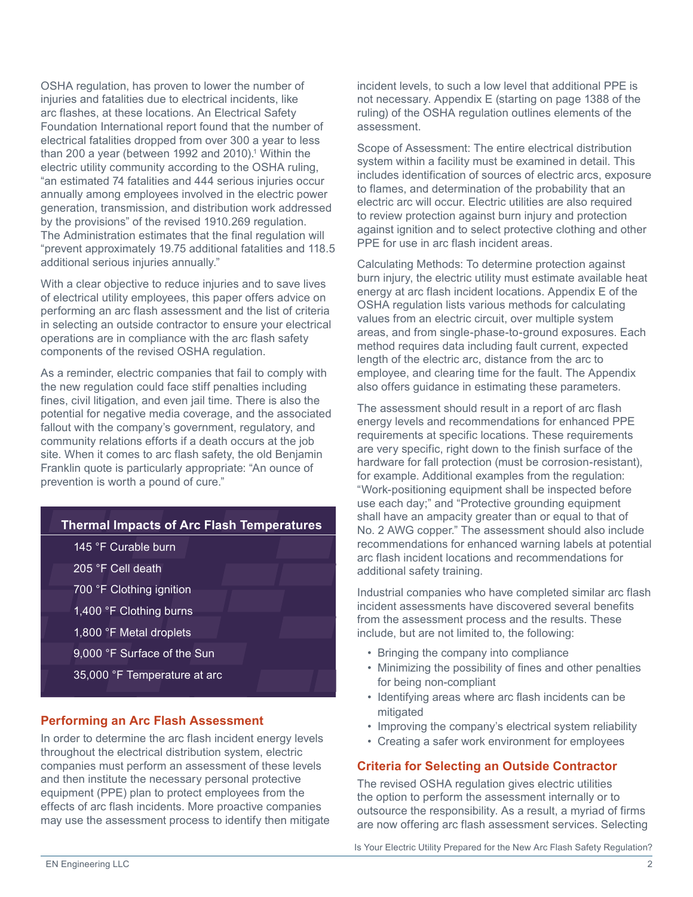OSHA regulation, has proven to lower the number of injuries and fatalities due to electrical incidents, like arc flashes, at these locations. An Electrical Safety Foundation International report found that the number of electrical fatalities dropped from over 300 a year to less than 200 a year (between 1992 and 2010).[1] Within the electric utility community according to the OSHA ruling, "an estimated 74 fatalities and 444 serious injuries occur annually among employees involved in the electric power generation, transmission, and distribution work addressed by the provisions" of the revised 1910.269 regulation. The Administration estimates that the final regulation will "prevent approximately 19.75 additional fatalities and 118.5 additional serious injuries annually."

With a clear objective to reduce injuries and to save lives of electrical utility employees, this paper offers advice on performing an arc flash assessment and the list of criteria in selecting an outside contractor to ensure your electrical operations are in compliance with the arc flash safety components of the revised OSHA regulation.

As a reminder, electric companies that fail to comply with the new regulation could face stiff penalties including fines, civil litigation, and even jail time. There is also the potential for negative media coverage, and the associated fallout with the company's government, regulatory, and community relations efforts if a death occurs at the job site. When it comes to arc flash safety, the old Benjamin Franklin quote is particularly appropriate: "An ounce of prevention is worth a pound of cure."

| Thermal Impacts of Arc Flash Temperatures |
| --- |
| 145 °F Curable burn |
| 205 °F Cell death |
| 700 °F Clothing ignition |
| 1,400 °F Clothing burns |
| 1,800 °F Metal droplets |
| 9,000 °F Surface of the Sun |
| 35,000 °F Temperature at arc |

## Performing an Arc Flash Assessment

In order to determine the arc flash incident energy levels throughout the electrical distribution system, electric companies must perform an assessment of these levels and then institute the necessary personal protective equipment (PPE) plan to protect employees from the effects of arc flash incidents. More proactive companies may use the assessment process to identify then mitigate incident levels, to such a low level that additional PPE is not necessary. Appendix E (starting on page 1388 of the ruling) of the OSHA regulation outlines elements of the assessment.

Scope of Assessment: The entire electrical distribution system within a facility must be examined in detail. This includes identification of sources of electric arcs, exposure to flames, and determination of the probability that an electric arc will occur. Electric utilities are also required to review protection against burn injury and protection against ignition and to select protective clothing and other PPE for use in arc flash incident areas.

Calculating Methods: To determine protection against burn injury, the electric utility must estimate available heat energy at arc flash incident locations. Appendix E of the OSHA regulation lists various methods for calculating values from an electric circuit, over multiple system areas, and from single-phase-to-ground exposures. Each method requires data including fault current, expected length of the electric arc, distance from the arc to employee, and clearing time for the fault. The Appendix also offers guidance in estimating these parameters.

The assessment should result in a report of arc flash energy levels and recommendations for enhanced PPE requirements at specific locations. These requirements are very specific, right down to the finish surface of the hardware for fall protection (must be corrosion-resistant), for example. Additional examples from the regulation: "Work-positioning equipment shall be inspected before use each day;" and "Protective grounding equipment shall have an ampacity greater than or equal to that of No. 2 AWG copper." The assessment should also include recommendations for enhanced warning labels at potential arc flash incident locations and recommendations for additional safety training.

Industrial companies who have completed similar arc flash incident assessments have discovered several benefits from the assessment process and the results. These include, but are not limited to, the following:

- Bringing the company into compliance
- Minimizing the possibility of fines and other penalties for being non-compliant
- Identifying areas where arc flash incidents can be mitigated
- Improving the company's electrical system reliability
- Creating a safer work environment for employees

## Criteria for Selecting an Outside Contractor

The revised OSHA regulation gives electric utilities the option to perform the assessment internally or to outsource the responsibility. As a result, a myriad of firms are now offering arc flash assessment services. Selecting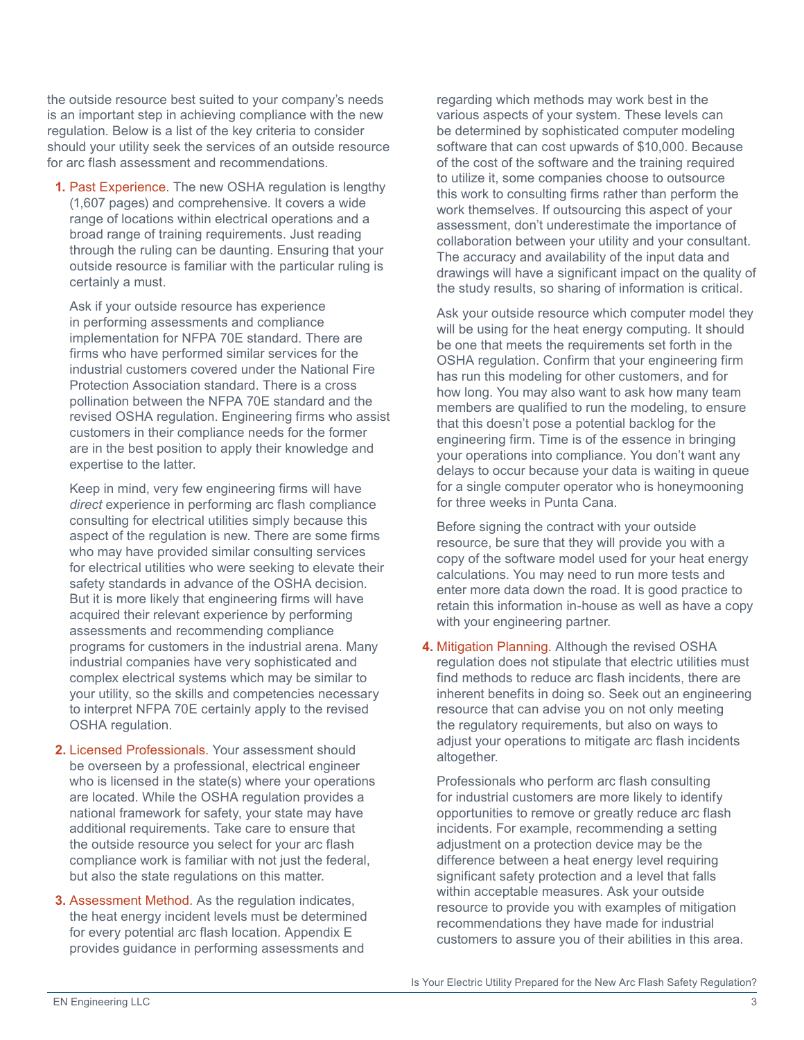the outside resource best suited to your company's needs is an important step in achieving compliance with the new regulation. Below is a list of the key criteria to consider should your utility seek the services of an outside resource for arc flash assessment and recommendations.

1. Past Experience. The new OSHA regulation is lengthy (1,607 pages) and comprehensive. It covers a wide range of locations within electrical operations and a broad range of training requirements. Just reading through the ruling can be daunting. Ensuring that your outside resource is familiar with the particular ruling is certainly a must.

   Ask if your outside resource has experience in performing assessments and compliance implementation for NFPA 70E standard. There are firms who have performed similar services for the industrial customers covered under the National Fire Protection Association standard. There is a cross pollination between the NFPA 70E standard and the revised OSHA regulation. Engineering firms who assist customers in their compliance needs for the former are in the best position to apply their knowledge and expertise to the latter.

   Keep in mind, very few engineering firms will have *direct* experience in performing arc flash compliance consulting for electrical utilities simply because this aspect of the regulation is new. There are some firms who may have provided similar consulting services for electrical utilities who were seeking to elevate their safety standards in advance of the OSHA decision. But it is more likely that engineering firms will have acquired their relevant experience by performing assessments and recommending compliance programs for customers in the industrial arena. Many industrial companies have very sophisticated and complex electrical systems which may be similar to your utility, so the skills and competencies necessary to interpret NFPA 70E certainly apply to the revised OSHA regulation.

2. Licensed Professionals. Your assessment should be overseen by a professional, electrical engineer who is licensed in the state(s) where your operations are located. While the OSHA regulation provides a national framework for safety, your state may have additional requirements. Take care to ensure that the outside resource you select for your arc flash compliance work is familiar with not just the federal, but also the state regulations on this matter.

3. Assessment Method. As the regulation indicates, the heat energy incident levels must be determined for every potential arc flash location. Appendix E provides guidance in performing assessments and regarding which methods may work best in the various aspects of your system. These levels can be determined by sophisticated computer modeling software that can cost upwards of $10,000. Because of the cost of the software and the training required to utilize it, some companies choose to outsource this work to consulting firms rather than perform the work themselves. If outsourcing this aspect of your assessment, don't underestimate the importance of collaboration between your utility and your consultant. The accuracy and availability of the input data and drawings will have a significant impact on the quality of the study results, so sharing of information is critical.

   Ask your outside resource which computer model they will be using for the heat energy computing. It should be one that meets the requirements set forth in the OSHA regulation. Confirm that your engineering firm has run this modeling for other customers, and for how long. You may also want to ask how many team members are qualified to run the modeling, to ensure that this doesn't pose a potential backlog for the engineering firm. Time is of the essence in bringing your operations into compliance. You don't want any delays to occur because your data is waiting in queue for a single computer operator who is honeymooning for three weeks in Punta Cana.

   Before signing the contract with your outside resource, be sure that they will provide you with a copy of the software model used for your heat energy calculations. You may need to run more tests and enter more data down the road. It is good practice to retain this information in-house as well as have a copy with your engineering partner.

4. Mitigation Planning. Although the revised OSHA regulation does not stipulate that electric utilities must find methods to reduce arc flash incidents, there are inherent benefits in doing so. Seek out an engineering resource that can advise you on not only meeting the regulatory requirements, but also on ways to adjust your operations to mitigate arc flash incidents altogether.

   Professionals who perform arc flash consulting for industrial customers are more likely to identify opportunities to remove or greatly reduce arc flash incidents. For example, recommending a setting adjustment on a protection device may be the difference between a heat energy level requiring significant safety protection and a level that falls within acceptable measures. Ask your outside resource to provide you with examples of mitigation recommendations they have made for industrial customers to assure you of their abilities in this area.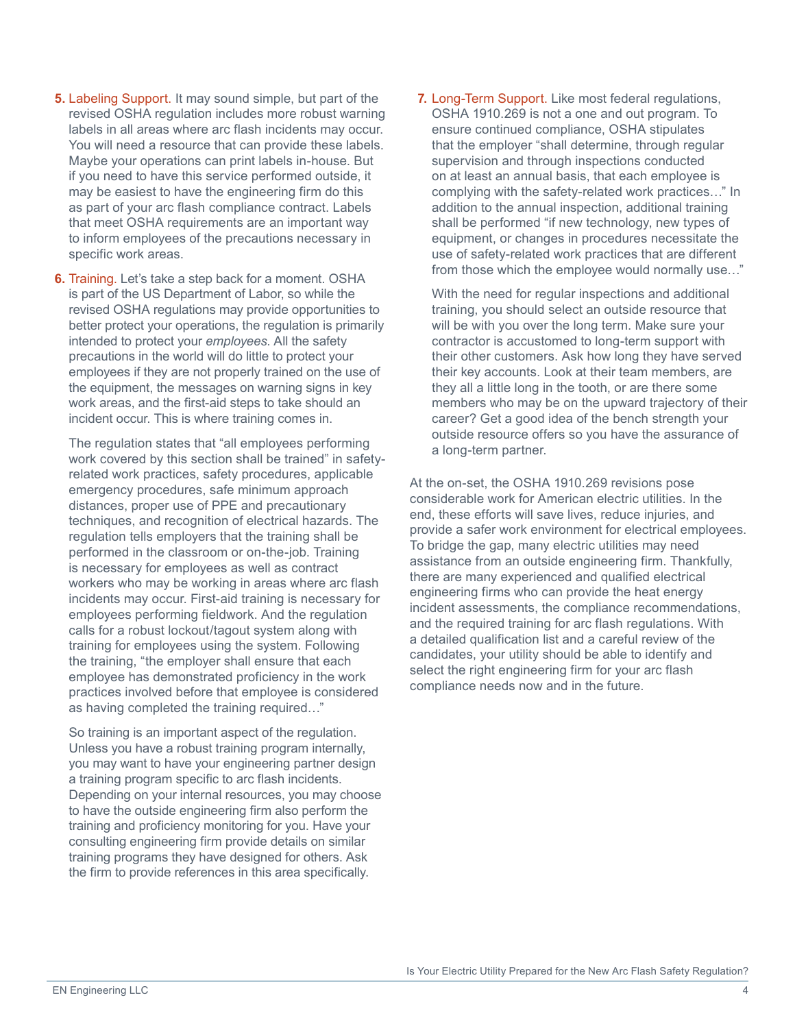5. **Labeling Support.** It may sound simple, but part of the revised OSHA regulation includes more robust warning labels in all areas where arc flash incidents may occur. You will need a resource that can provide these labels. Maybe your operations can print labels in-house. But if you need to have this service performed outside, it may be easiest to have the engineering firm do this as part of your arc flash compliance contract. Labels that meet OSHA requirements are an important way to inform employees of the precautions necessary in specific work areas.

6. **Training.** Let's take a step back for a moment. OSHA is part of the US Department of Labor, so while the revised OSHA regulations may provide opportunities to better protect your operations, the regulation is primarily intended to protect your *employees*. All the safety precautions in the world will do little to protect your employees if they are not properly trained on the use of the equipment, the messages on warning signs in key work areas, and the first-aid steps to take should an incident occur. This is where training comes in.

   The regulation states that "all employees performing work covered by this section shall be trained" in safety-related work practices, safety procedures, applicable emergency procedures, safe minimum approach distances, proper use of PPE and precautionary techniques, and recognition of electrical hazards. The regulation tells employers that the training shall be performed in the classroom or on-the-job. Training is necessary for employees as well as contract workers who may be working in areas where arc flash incidents may occur. First-aid training is necessary for employees performing fieldwork. And the regulation calls for a robust lockout/tagout system along with training for employees using the system. Following the training, "the employer shall ensure that each employee has demonstrated proficiency in the work practices involved before that employee is considered as having completed the training required…"

   So training is an important aspect of the regulation. Unless you have a robust training program internally, you may want to have your engineering partner design a training program specific to arc flash incidents. Depending on your internal resources, you may choose to have the outside engineering firm also perform the training and proficiency monitoring for you. Have your consulting engineering firm provide details on similar training programs they have designed for others. Ask the firm to provide references in this area specifically.

7. **Long-Term Support.** Like most federal regulations, OSHA 1910.269 is not a one and out program. To ensure continued compliance, OSHA stipulates that the employer "shall determine, through regular supervision and through inspections conducted on at least an annual basis, that each employee is complying with the safety-related work practices…" In addition to the annual inspection, additional training shall be performed "if new technology, new types of equipment, or changes in procedures necessitate the use of safety-related work practices that are different from those which the employee would normally use…"

   With the need for regular inspections and additional training, you should select an outside resource that will be with you over the long term. Make sure your contractor is accustomed to long-term support with their other customers. Ask how long they have served their key accounts. Look at their team members, are they all a little long in the tooth, or are there some members who may be on the upward trajectory of their career? Get a good idea of the bench strength your outside resource offers so you have the assurance of a long-term partner.

At the on-set, the OSHA 1910.269 revisions pose considerable work for American electric utilities. In the end, these efforts will save lives, reduce injuries, and provide a safer work environment for electrical employees. To bridge the gap, many electric utilities may need assistance from an outside engineering firm. Thankfully, there are many experienced and qualified electrical engineering firms who can provide the heat energy incident assessments, the compliance recommendations, and the required training for arc flash regulations. With a detailed qualification list and a careful review of the candidates, your utility should be able to identify and select the right engineering firm for your arc flash compliance needs now and in the future.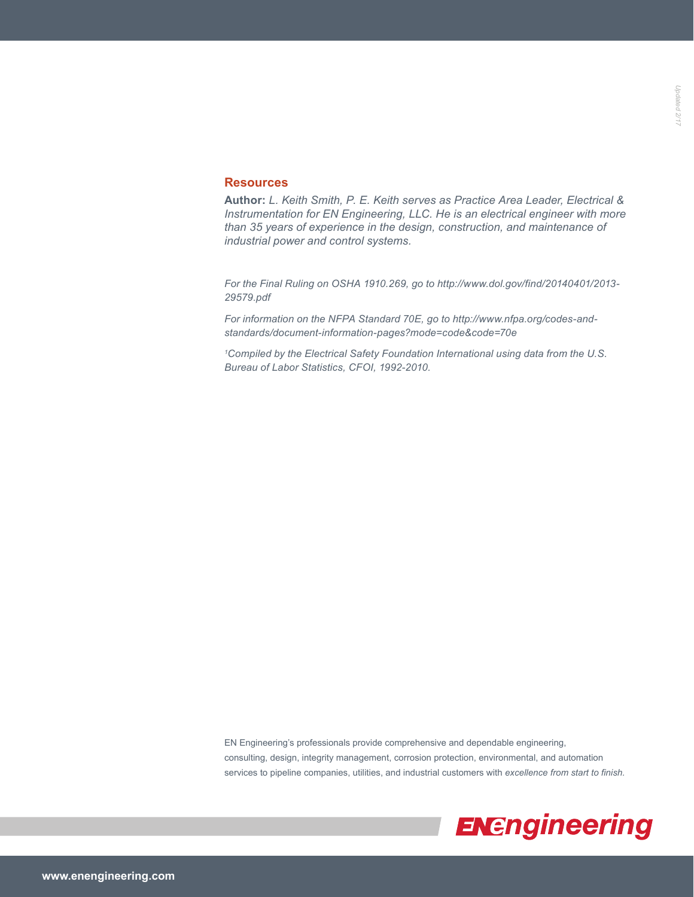## Resources

**Author:** *L. Keith Smith, P. E. Keith serves as Practice Area Leader, Electrical & Instrumentation for EN Engineering, LLC. He is an electrical engineer with more than 35 years of experience in the design, construction, and maintenance of industrial power and control systems.*

*For the Final Ruling on OSHA 1910.269, go to http://www.dol.gov/find/20140401/2013-29579.pdf*

*For information on the NFPA Standard 70E, go to http://www.nfpa.org/codes-and-standards/document-information-pages?mode=code&code=70e*

*[1]Compiled by the Electrical Safety Foundation International using data from the U.S. Bureau of Labor Statistics, CFOI, 1992-2010.*

EN Engineering's professionals provide comprehensive and dependable engineering, consulting, design, integrity management, corrosion protection, environmental, and automation services to pipeline companies, utilities, and industrial customers with *excellence from start to finish.*

ENengineering

www.enengineering.com